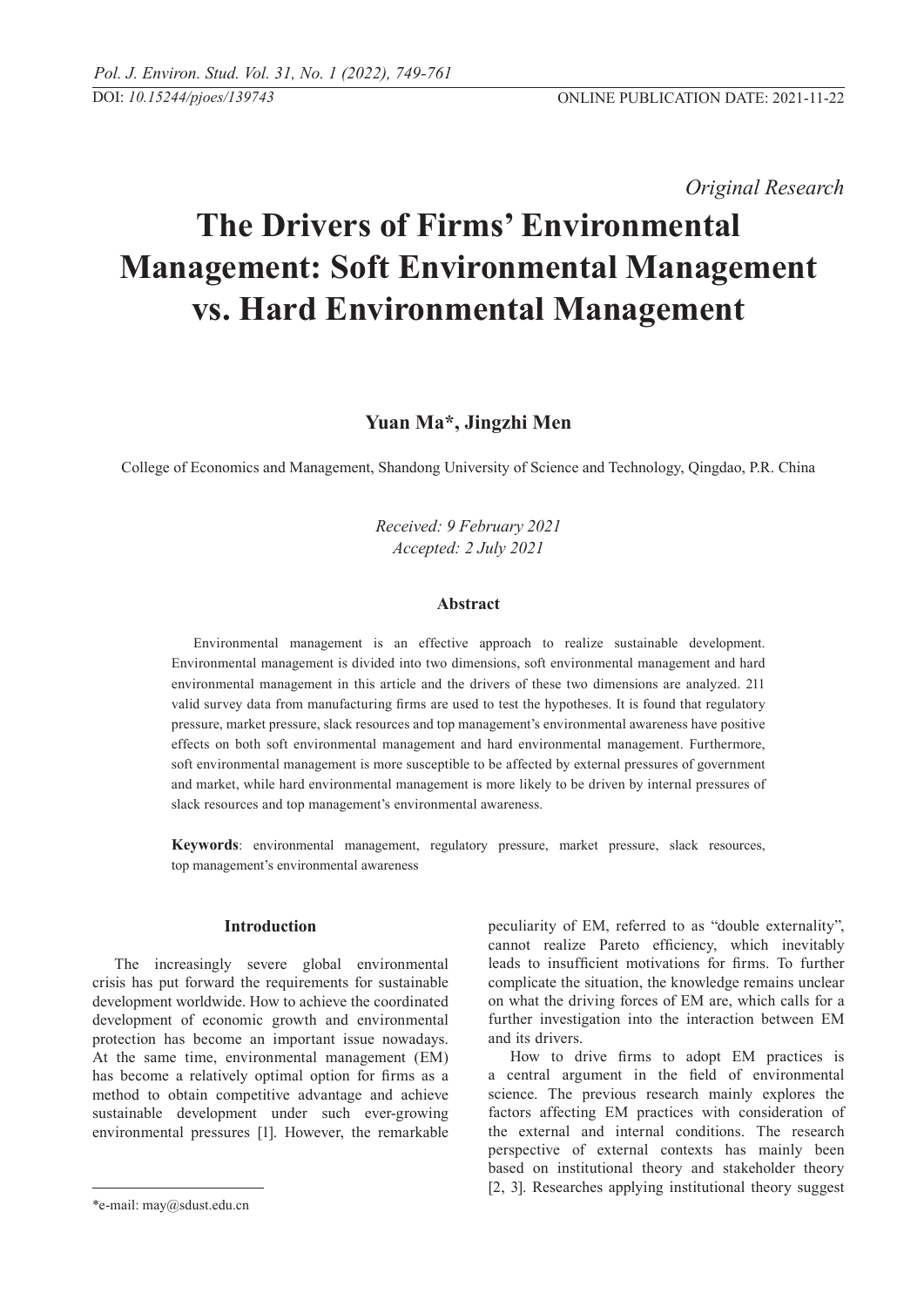*Original Research*

# The Drivers of Firms' Environmental Management: Soft Environmental Management vs. Hard Environmental Management

**Yuan Ma*, Jingzhi Men**

College of Economics and Management, Shandong University of Science and Technology, Qingdao, P.R. China

*Received: 9 February 2021*
*Accepted: 2 July 2021*

### Abstract

Environmental management is an effective approach to realize sustainable development. Environmental management is divided into two dimensions, soft environmental management and hard environmental management in this article and the drivers of these two dimensions are analyzed. 211 valid survey data from manufacturing firms are used to test the hypotheses. It is found that regulatory pressure, market pressure, slack resources and top management's environmental awareness have positive effects on both soft environmental management and hard environmental management. Furthermore, soft environmental management is more susceptible to be affected by external pressures of government and market, while hard environmental management is more likely to be driven by internal pressures of slack resources and top management's environmental awareness.

**Keywords**: environmental management, regulatory pressure, market pressure, slack resources, top management's environmental awareness

## Introduction

The increasingly severe global environmental crisis has put forward the requirements for sustainable development worldwide. How to achieve the coordinated development of economic growth and environmental protection has become an important issue nowadays. At the same time, environmental management (EM) has become a relatively optimal option for firms as a method to obtain competitive advantage and achieve sustainable development under such ever-growing environmental pressures [1]. However, the remarkable peculiarity of EM, referred to as "double externality", cannot realize Pareto efficiency, which inevitably leads to insufficient motivations for firms. To further complicate the situation, the knowledge remains unclear on what the driving forces of EM are, which calls for a further investigation into the interaction between EM and its drivers.

How to drive firms to adopt EM practices is a central argument in the field of environmental science. The previous research mainly explores the factors affecting EM practices with consideration of the external and internal conditions. The research perspective of external contexts has mainly been based on institutional theory and stakeholder theory [2, 3]. Researches applying institutional theory suggest

*e-mail: may@sdust.edu.cn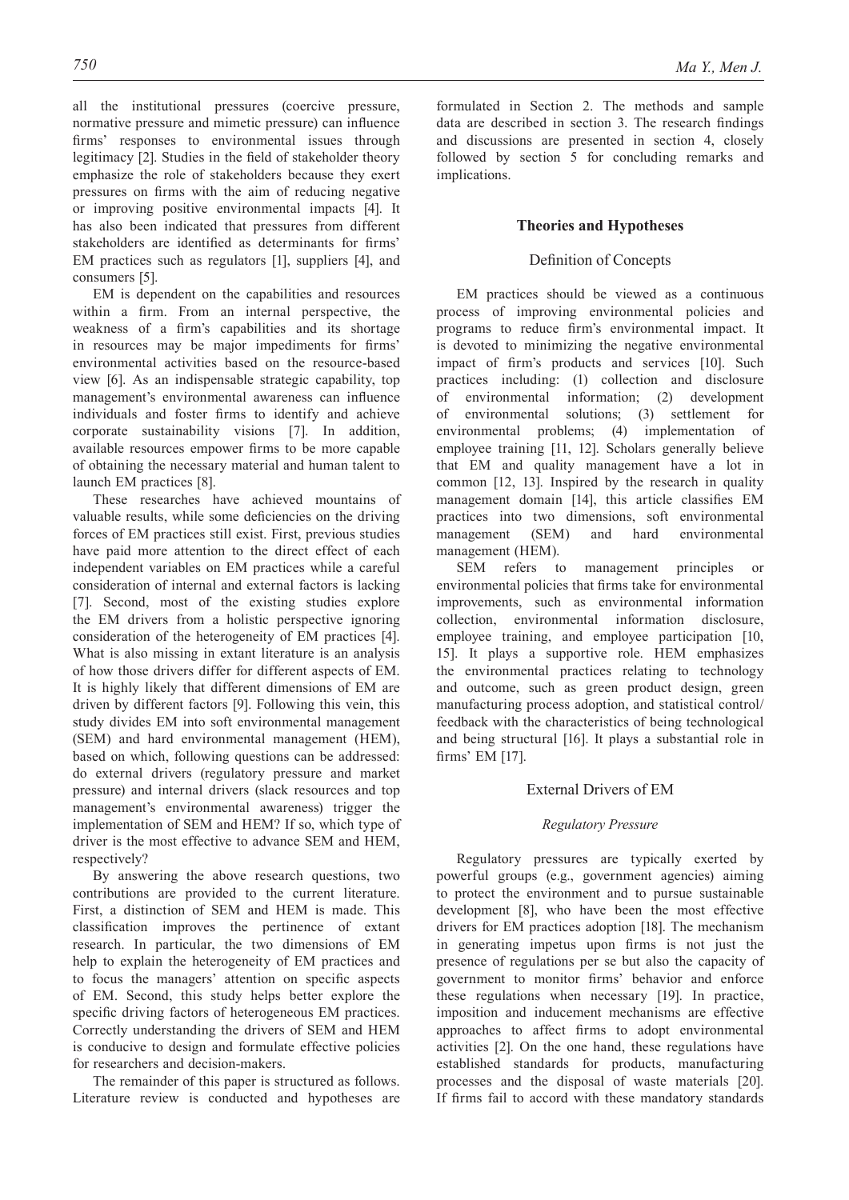all the institutional pressures (coercive pressure, normative pressure and mimetic pressure) can influence firms' responses to environmental issues through legitimacy [2]. Studies in the field of stakeholder theory emphasize the role of stakeholders because they exert pressures on firms with the aim of reducing negative or improving positive environmental impacts [4]. It has also been indicated that pressures from different stakeholders are identified as determinants for firms' EM practices such as regulators [1], suppliers [4], and consumers [5].

EM is dependent on the capabilities and resources within a firm. From an internal perspective, the weakness of a firm's capabilities and its shortage in resources may be major impediments for firms' environmental activities based on the resource-based view [6]. As an indispensable strategic capability, top management's environmental awareness can influence individuals and foster firms to identify and achieve corporate sustainability visions [7]. In addition, available resources empower firms to be more capable of obtaining the necessary material and human talent to launch EM practices [8].

These researches have achieved mountains of valuable results, while some deficiencies on the driving forces of EM practices still exist. First, previous studies have paid more attention to the direct effect of each independent variables on EM practices while a careful consideration of internal and external factors is lacking [7]. Second, most of the existing studies explore the EM drivers from a holistic perspective ignoring consideration of the heterogeneity of EM practices [4]. What is also missing in extant literature is an analysis of how those drivers differ for different aspects of EM. It is highly likely that different dimensions of EM are driven by different factors [9]. Following this vein, this study divides EM into soft environmental management (SEM) and hard environmental management (HEM), based on which, following questions can be addressed: do external drivers (regulatory pressure and market pressure) and internal drivers (slack resources and top management's environmental awareness) trigger the implementation of SEM and HEM? If so, which type of driver is the most effective to advance SEM and HEM, respectively?

By answering the above research questions, two contributions are provided to the current literature. First, a distinction of SEM and HEM is made. This classification improves the pertinence of extant research. In particular, the two dimensions of EM help to explain the heterogeneity of EM practices and to focus the managers' attention on specific aspects of EM. Second, this study helps better explore the specific driving factors of heterogeneous EM practices. Correctly understanding the drivers of SEM and HEM is conducive to design and formulate effective policies for researchers and decision-makers.

The remainder of this paper is structured as follows. Literature review is conducted and hypotheses are formulated in Section 2. The methods and sample data are described in section 3. The research findings and discussions are presented in section 4, closely followed by section 5 for concluding remarks and implications.

## Theories and Hypotheses

### Definition of Concepts

EM practices should be viewed as a continuous process of improving environmental policies and programs to reduce firm's environmental impact. It is devoted to minimizing the negative environmental impact of firm's products and services [10]. Such practices including: (1) collection and disclosure of environmental information; (2) development of environmental solutions; (3) settlement for environmental problems; (4) implementation of employee training [11, 12]. Scholars generally believe that EM and quality management have a lot in common [12, 13]. Inspired by the research in quality management domain [14], this article classifies EM practices into two dimensions, soft environmental management (SEM) and hard environmental management (HEM).

SEM refers to management principles or environmental policies that firms take for environmental improvements, such as environmental information collection, environmental information disclosure, employee training, and employee participation [10, 15]. It plays a supportive role. HEM emphasizes the environmental practices relating to technology and outcome, such as green product design, green manufacturing process adoption, and statistical control/feedback with the characteristics of being technological and being structural [16]. It plays a substantial role in firms' EM [17].

### External Drivers of EM

#### *Regulatory Pressure*

Regulatory pressures are typically exerted by powerful groups (e.g., government agencies) aiming to protect the environment and to pursue sustainable development [8], who have been the most effective drivers for EM practices adoption [18]. The mechanism in generating impetus upon firms is not just the presence of regulations per se but also the capacity of government to monitor firms' behavior and enforce these regulations when necessary [19]. In practice, imposition and inducement mechanisms are effective approaches to affect firms to adopt environmental activities [2]. On the one hand, these regulations have established standards for products, manufacturing processes and the disposal of waste materials [20]. If firms fail to accord with these mandatory standards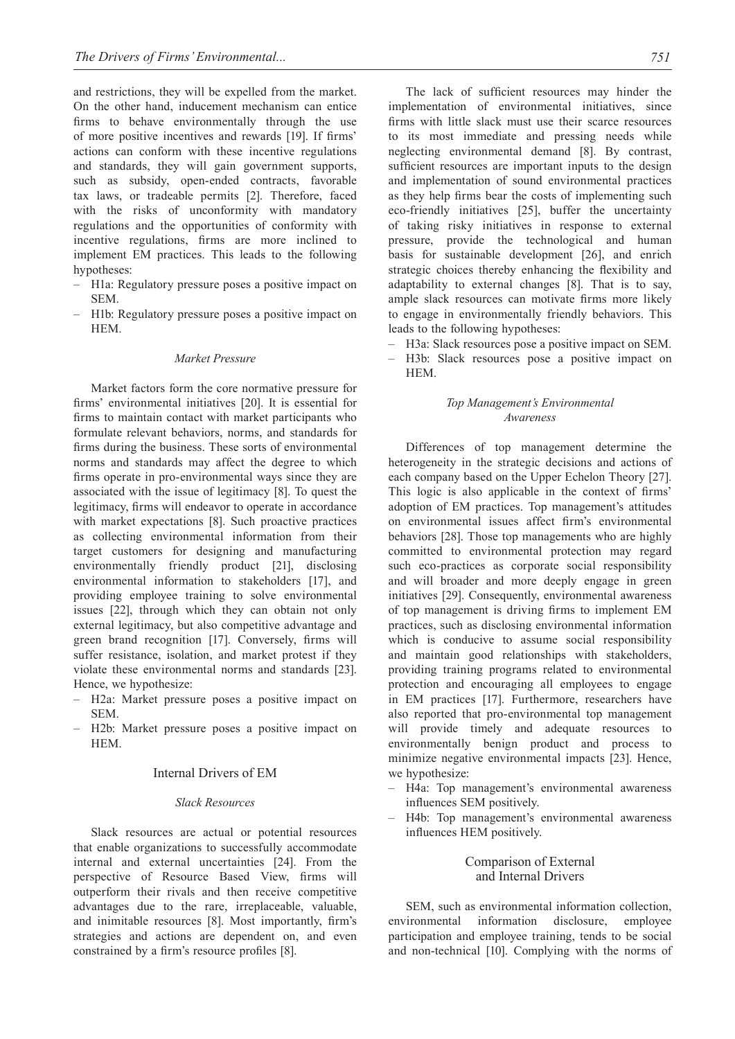and restrictions, they will be expelled from the market. On the other hand, inducement mechanism can entice firms to behave environmentally through the use of more positive incentives and rewards [19]. If firms' actions can conform with these incentive regulations and standards, they will gain government supports, such as subsidy, open-ended contracts, favorable tax laws, or tradeable permits [2]. Therefore, faced with the risks of unconformity with mandatory regulations and the opportunities of conformity with incentive regulations, firms are more inclined to implement EM practices. This leads to the following hypotheses:

- H1a: Regulatory pressure poses a positive impact on SEM.
- H1b: Regulatory pressure poses a positive impact on HEM.

### *Market Pressure*

Market factors form the core normative pressure for firms' environmental initiatives [20]. It is essential for firms to maintain contact with market participants who formulate relevant behaviors, norms, and standards for firms during the business. These sorts of environmental norms and standards may affect the degree to which firms operate in pro-environmental ways since they are associated with the issue of legitimacy [8]. To quest the legitimacy, firms will endeavor to operate in accordance with market expectations [8]. Such proactive practices as collecting environmental information from their target customers for designing and manufacturing environmentally friendly product [21], disclosing environmental information to stakeholders [17], and providing employee training to solve environmental issues [22], through which they can obtain not only external legitimacy, but also competitive advantage and green brand recognition [17]. Conversely, firms will suffer resistance, isolation, and market protest if they violate these environmental norms and standards [23]. Hence, we hypothesize:

- H2a: Market pressure poses a positive impact on SEM.
- H2b: Market pressure poses a positive impact on HEM.

## Internal Drivers of EM

### *Slack Resources*

Slack resources are actual or potential resources that enable organizations to successfully accommodate internal and external uncertainties [24]. From the perspective of Resource Based View, firms will outperform their rivals and then receive competitive advantages due to the rare, irreplaceable, valuable, and inimitable resources [8]. Most importantly, firm's strategies and actions are dependent on, and even constrained by a firm's resource profiles [8].

The lack of sufficient resources may hinder the implementation of environmental initiatives, since firms with little slack must use their scarce resources to its most immediate and pressing needs while neglecting environmental demand [8]. By contrast, sufficient resources are important inputs to the design and implementation of sound environmental practices as they help firms bear the costs of implementing such eco-friendly initiatives [25], buffer the uncertainty of taking risky initiatives in response to external pressure, provide the technological and human basis for sustainable development [26], and enrich strategic choices thereby enhancing the flexibility and adaptability to external changes [8]. That is to say, ample slack resources can motivate firms more likely to engage in environmentally friendly behaviors. This leads to the following hypotheses:

- H3a: Slack resources pose a positive impact on SEM.
- H3b: Slack resources pose a positive impact on HEM.

### *Top Management's Environmental Awareness*

Differences of top management determine the heterogeneity in the strategic decisions and actions of each company based on the Upper Echelon Theory [27]. This logic is also applicable in the context of firms' adoption of EM practices. Top management's attitudes on environmental issues affect firm's environmental behaviors [28]. Those top managements who are highly committed to environmental protection may regard such eco-practices as corporate social responsibility and will broader and more deeply engage in green initiatives [29]. Consequently, environmental awareness of top management is driving firms to implement EM practices, such as disclosing environmental information which is conducive to assume social responsibility and maintain good relationships with stakeholders, providing training programs related to environmental protection and encouraging all employees to engage in EM practices [17]. Furthermore, researchers have also reported that pro-environmental top management will provide timely and adequate resources to environmentally benign product and process to minimize negative environmental impacts [23]. Hence, we hypothesize:

- H4a: Top management's environmental awareness influences SEM positively.
- H4b: Top management's environmental awareness influences HEM positively.

## Comparison of External and Internal Drivers

SEM, such as environmental information collection, environmental information disclosure, employee participation and employee training, tends to be social and non-technical [10]. Complying with the norms of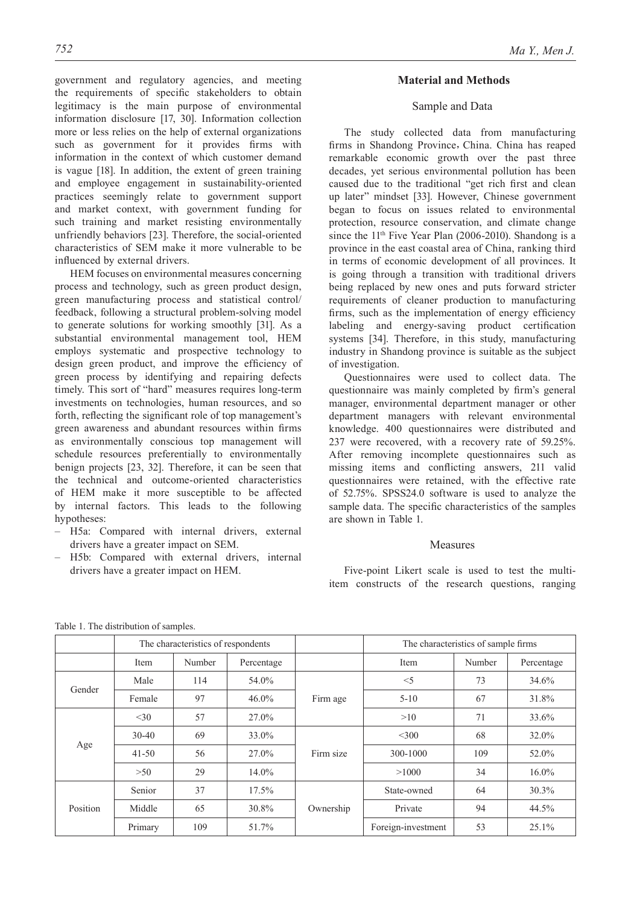government and regulatory agencies, and meeting the requirements of specific stakeholders to obtain legitimacy is the main purpose of environmental information disclosure [17, 30]. Information collection more or less relies on the help of external organizations such as government for it provides firms with information in the context of which customer demand is vague [18]. In addition, the extent of green training and employee engagement in sustainability-oriented practices seemingly relate to government support and market context, with government funding for such training and market resisting environmentally unfriendly behaviors [23]. Therefore, the social-oriented characteristics of SEM make it more vulnerable to be influenced by external drivers.

HEM focuses on environmental measures concerning process and technology, such as green product design, green manufacturing process and statistical control/feedback, following a structural problem-solving model to generate solutions for working smoothly [31]. As a substantial environmental management tool, HEM employs systematic and prospective technology to design green product, and improve the efficiency of green process by identifying and repairing defects timely. This sort of "hard" measures requires long-term investments on technologies, human resources, and so forth, reflecting the significant role of top management's green awareness and abundant resources within firms as environmentally conscious top management will schedule resources preferentially to environmentally benign projects [23, 32]. Therefore, it can be seen that the technical and outcome-oriented characteristics of HEM make it more susceptible to be affected by internal factors. This leads to the following hypotheses:

- H5a: Compared with internal drivers, external drivers have a greater impact on SEM.
- H5b: Compared with external drivers, internal drivers have a greater impact on HEM.

## Material and Methods

### Sample and Data

The study collected data from manufacturing firms in Shandong Province，China. China has reaped remarkable economic growth over the past three decades, yet serious environmental pollution has been caused due to the traditional "get rich first and clean up later" mindset [33]. However, Chinese government began to focus on issues related to environmental protection, resource conservation, and climate change since the 11th Five Year Plan (2006-2010). Shandong is a province in the east coastal area of China, ranking third in terms of economic development of all provinces. It is going through a transition with traditional drivers being replaced by new ones and puts forward stricter requirements of cleaner production to manufacturing firms, such as the implementation of energy efficiency labeling and energy-saving product certification systems [34]. Therefore, in this study, manufacturing industry in Shandong province is suitable as the subject of investigation.

Questionnaires were used to collect data. The questionnaire was mainly completed by firm's general manager, environmental department manager or other department managers with relevant environmental knowledge. 400 questionnaires were distributed and 237 were recovered, with a recovery rate of 59.25%. After removing incomplete questionnaires such as missing items and conflicting answers, 211 valid questionnaires were retained, with the effective rate of 52.75%. SPSS24.0 software is used to analyze the sample data. The specific characteristics of the samples are shown in Table 1.

### Measures

Five-point Likert scale is used to test the multi-item constructs of the research questions, ranging

Table 1. The distribution of samples.

| | The characteristics of respondents | | | | The characteristics of sample firms | | |
|---|---|---|---|---|---|---|---|
| | Item | Number | Percentage | | Item | Number | Percentage |
| Gender | Male | 114 | 54.0% | Firm age | <5 | 73 | 34.6% |
| | Female | 97 | 46.0% | | 5-10 | 67 | 31.8% |
| Age | <30 | 57 | 27.0% | | >10 | 71 | 33.6% |
| | 30-40 | 69 | 33.0% | Firm size | <300 | 68 | 32.0% |
| | 41-50 | 56 | 27.0% | | 300-1000 | 109 | 52.0% |
| | >50 | 29 | 14.0% | | >1000 | 34 | 16.0% |
| Position | Senior | 37 | 17.5% | Ownership | State-owned | 64 | 30.3% |
| | Middle | 65 | 30.8% | | Private | 94 | 44.5% |
| | Primary | 109 | 51.7% | | Foreign-investment | 53 | 25.1% |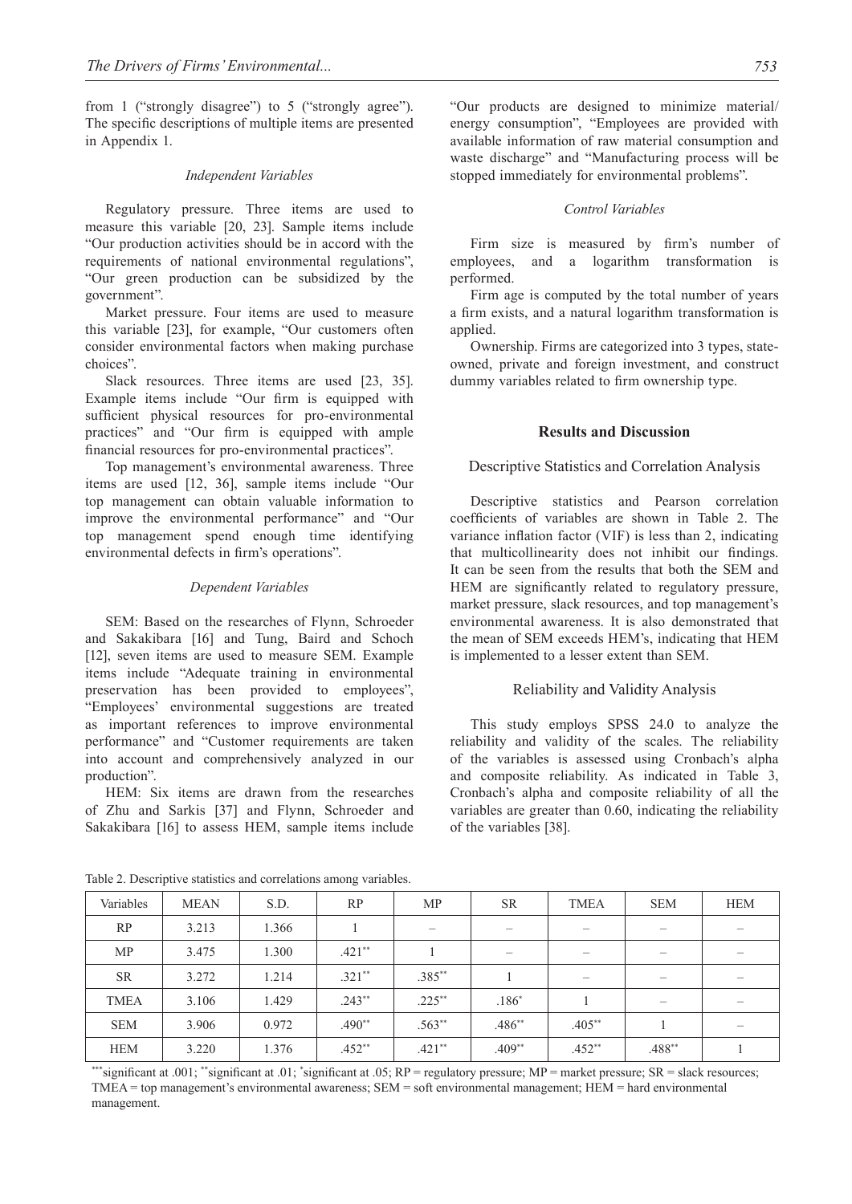from 1 ("strongly disagree") to 5 ("strongly agree"). The specific descriptions of multiple items are presented in Appendix 1.

*Independent Variables*

Regulatory pressure. Three items are used to measure this variable [20, 23]. Sample items include "Our production activities should be in accord with the requirements of national environmental regulations", "Our green production can be subsidized by the government".

Market pressure. Four items are used to measure this variable [23], for example, "Our customers often consider environmental factors when making purchase choices".

Slack resources. Three items are used [23, 35]. Example items include "Our firm is equipped with sufficient physical resources for pro-environmental practices" and "Our firm is equipped with ample financial resources for pro-environmental practices".

Top management's environmental awareness. Three items are used [12, 36], sample items include "Our top management can obtain valuable information to improve the environmental performance" and "Our top management spend enough time identifying environmental defects in firm's operations".

*Dependent Variables*

SEM: Based on the researches of Flynn, Schroeder and Sakakibara [16] and Tung, Baird and Schoch [12], seven items are used to measure SEM. Example items include "Adequate training in environmental preservation has been provided to employees", "Employees' environmental suggestions are treated as important references to improve environmental performance" and "Customer requirements are taken into account and comprehensively analyzed in our production".

HEM: Six items are drawn from the researches of Zhu and Sarkis [37] and Flynn, Schroeder and Sakakibara [16] to assess HEM, sample items include "Our products are designed to minimize material/energy consumption", "Employees are provided with available information of raw material consumption and waste discharge" and "Manufacturing process will be stopped immediately for environmental problems".

*Control Variables*

Firm size is measured by firm's number of employees, and a logarithm transformation is performed.

Firm age is computed by the total number of years a firm exists, and a natural logarithm transformation is applied.

Ownership. Firms are categorized into 3 types, state-owned, private and foreign investment, and construct dummy variables related to firm ownership type.

## Results and Discussion

### Descriptive Statistics and Correlation Analysis

Descriptive statistics and Pearson correlation coefficients of variables are shown in Table 2. The variance inflation factor (VIF) is less than 2, indicating that multicollinearity does not inhibit our findings. It can be seen from the results that both the SEM and HEM are significantly related to regulatory pressure, market pressure, slack resources, and top management's environmental awareness. It is also demonstrated that the mean of SEM exceeds HEM's, indicating that HEM is implemented to a lesser extent than SEM.

### Reliability and Validity Analysis

This study employs SPSS 24.0 to analyze the reliability and validity of the scales. The reliability of the variables is assessed using Cronbach's alpha and composite reliability. As indicated in Table 3, Cronbach's alpha and composite reliability of all the variables are greater than 0.60, indicating the reliability of the variables [38].

Table 2. Descriptive statistics and correlations among variables.

| Variables | MEAN | S.D. | RP | MP | SR | TMEA | SEM | HEM |
|---|---|---|---|---|---|---|---|---|
| RP | 3.213 | 1.366 | 1 | – | – | – | – | – |
| MP | 3.475 | 1.300 | .421** | 1 | – | – | – | – |
| SR | 3.272 | 1.214 | .321** | .385** | 1 | – | – | – |
| TMEA | 3.106 | 1.429 | .243** | .225** | .186* | 1 | – | – |
| SEM | 3.906 | 0.972 | .490** | .563** | .486** | .405** | 1 | – |
| HEM | 3.220 | 1.376 | .452** | .421** | .409** | .452** | .488** | 1 |

***significant at .001; **significant at .01; *significant at .05; RP = regulatory pressure; MP = market pressure; SR = slack resources; TMEA = top management's environmental awareness; SEM = soft environmental management; HEM = hard environmental management.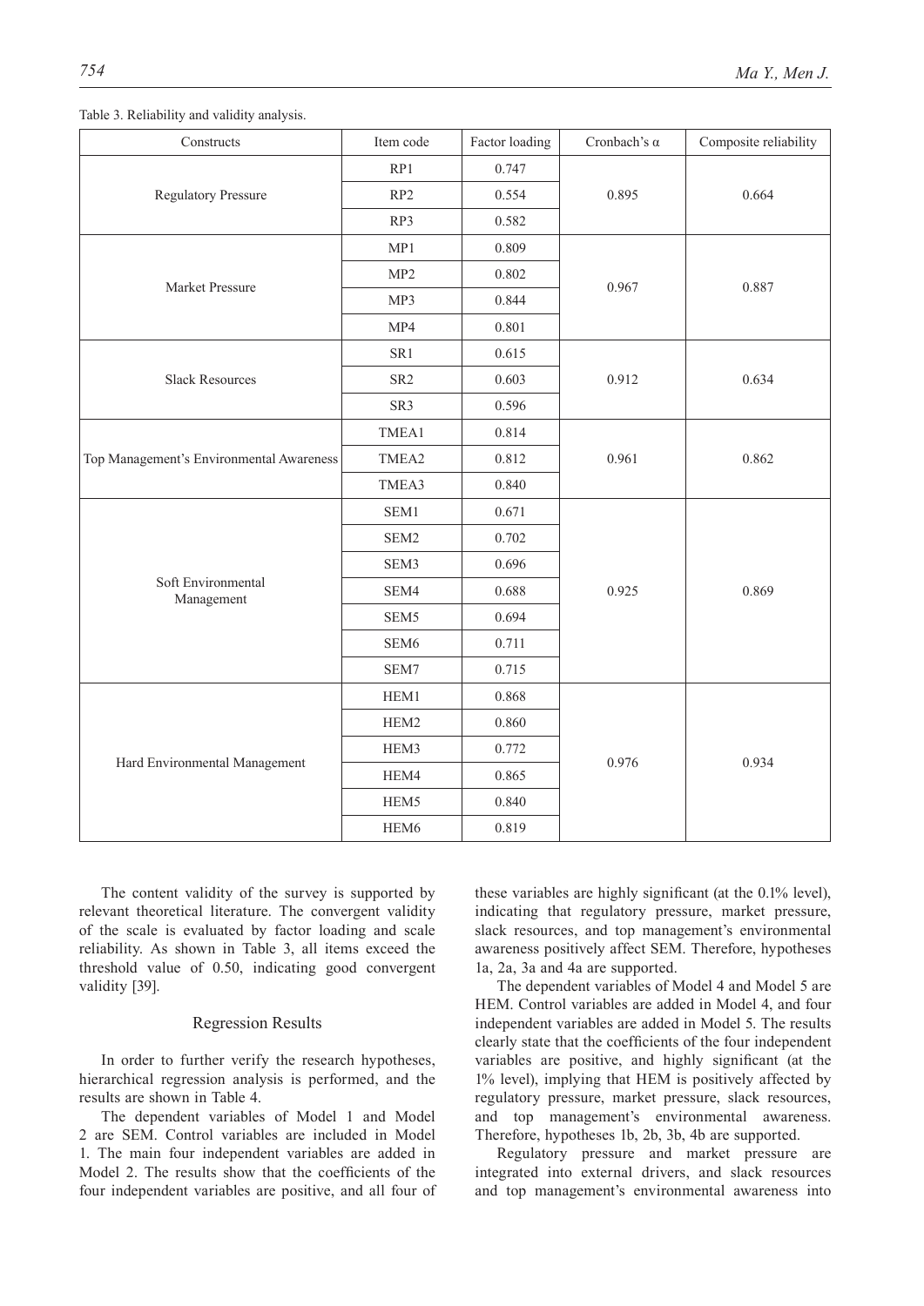Table 3. Reliability and validity analysis.

| Constructs | Item code | Factor loading | Cronbach's α | Composite reliability |
|---|---|---|---|---|
| Regulatory Pressure | RP1 | 0.747 | 0.895 | 0.664 |
| | RP2 | 0.554 | | |
| | RP3 | 0.582 | | |
| Market Pressure | MP1 | 0.809 | 0.967 | 0.887 |
| | MP2 | 0.802 | | |
| | MP3 | 0.844 | | |
| | MP4 | 0.801 | | |
| Slack Resources | SR1 | 0.615 | 0.912 | 0.634 |
| | SR2 | 0.603 | | |
| | SR3 | 0.596 | | |
| Top Management's Environmental Awareness | TMEA1 | 0.814 | 0.961 | 0.862 |
| | TMEA2 | 0.812 | | |
| | TMEA3 | 0.840 | | |
| Soft Environmental Management | SEM1 | 0.671 | 0.925 | 0.869 |
| | SEM2 | 0.702 | | |
| | SEM3 | 0.696 | | |
| | SEM4 | 0.688 | | |
| | SEM5 | 0.694 | | |
| | SEM6 | 0.711 | | |
| | SEM7 | 0.715 | | |
| Hard Environmental Management | HEM1 | 0.868 | 0.976 | 0.934 |
| | HEM2 | 0.860 | | |
| | HEM3 | 0.772 | | |
| | HEM4 | 0.865 | | |
| | HEM5 | 0.840 | | |
| | HEM6 | 0.819 | | |

The content validity of the survey is supported by relevant theoretical literature. The convergent validity of the scale is evaluated by factor loading and scale reliability. As shown in Table 3, all items exceed the threshold value of 0.50, indicating good convergent validity [39].

## Regression Results

In order to further verify the research hypotheses, hierarchical regression analysis is performed, and the results are shown in Table 4.

The dependent variables of Model 1 and Model 2 are SEM. Control variables are included in Model 1. The main four independent variables are added in Model 2. The results show that the coefficients of the four independent variables are positive, and all four of these variables are highly significant (at the 0.1% level), indicating that regulatory pressure, market pressure, slack resources, and top management's environmental awareness positively affect SEM. Therefore, hypotheses 1a, 2a, 3a and 4a are supported.

The dependent variables of Model 4 and Model 5 are HEM. Control variables are added in Model 4, and four independent variables are added in Model 5. The results clearly state that the coefficients of the four independent variables are positive, and highly significant (at the 1% level), implying that HEM is positively affected by regulatory pressure, market pressure, slack resources, and top management's environmental awareness. Therefore, hypotheses 1b, 2b, 3b, 4b are supported.

Regulatory pressure and market pressure are integrated into external drivers, and slack resources and top management's environmental awareness into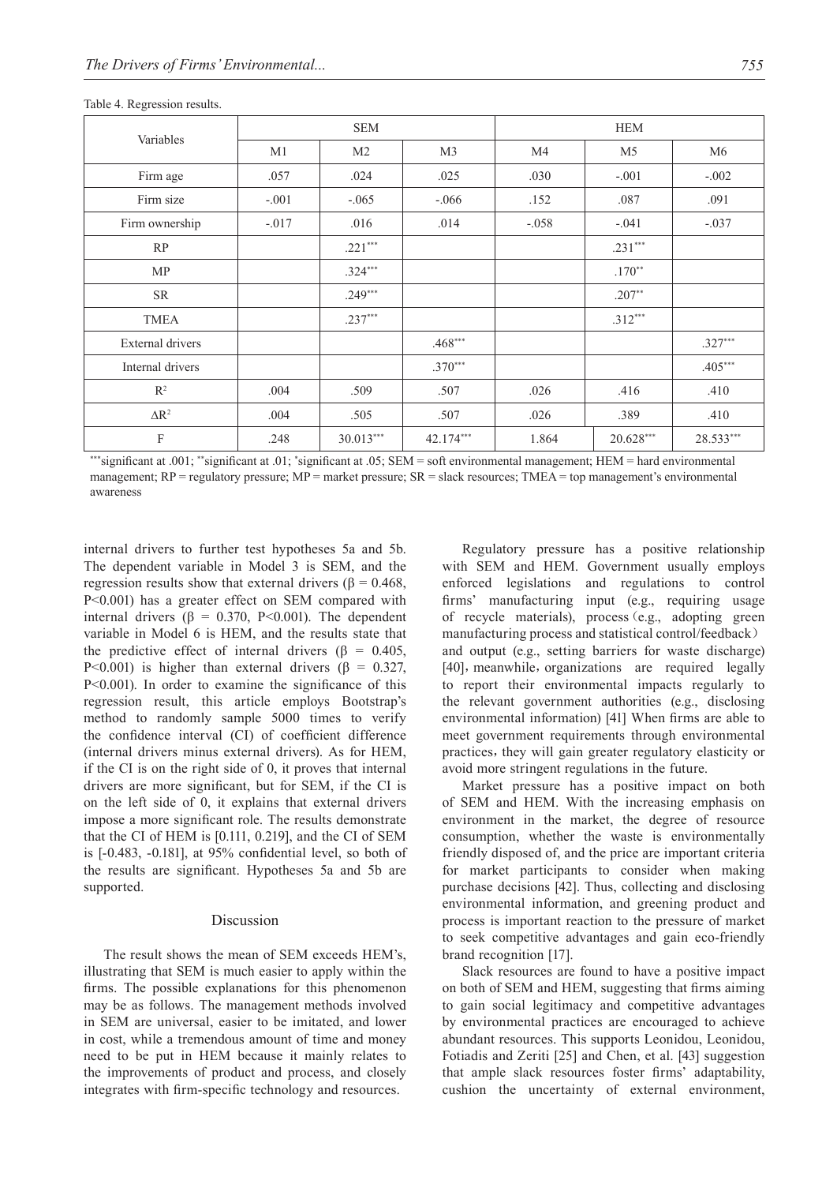Table 4. Regression results.

| Variables | SEM | | | HEM | | |
|---|---|---|---|---|---|---|
| | M1 | M2 | M3 | M4 | M5 | M6 |
| Firm age | .057 | .024 | .025 | .030 | -.001 | -.002 |
| Firm size | -.001 | -.065 | -.066 | .152 | .087 | .091 |
| Firm ownership | -.017 | .016 | .014 | -.058 | -.041 | -.037 |
| RP | | .221*** | | | .231*** | |
| MP | | .324*** | | | .170** | |
| SR | | .249*** | | | .207** | |
| TMEA | | .237*** | | | .312*** | |
| External drivers | | | .468*** | | | .327*** |
| Internal drivers | | | .370*** | | | .405*** |
| $R^2$ | .004 | .509 | .507 | .026 | .416 | .410 |
| $\Delta R^2$ | .004 | .505 | .507 | .026 | .389 | .410 |
| F | .248 | 30.013*** | 42.174*** | 1.864 | 20.628*** | 28.533*** |

***significant at .001; **significant at .01; *significant at .05; SEM = soft environmental management; HEM = hard environmental management; RP = regulatory pressure; MP = market pressure; SR = slack resources; TMEA = top management's environmental awareness

internal drivers to further test hypotheses 5a and 5b. The dependent variable in Model 3 is SEM, and the regression results show that external drivers ($\beta = 0.468$, $P<0.001$) has a greater effect on SEM compared with internal drivers ($\beta = 0.370$, $P<0.001$). The dependent variable in Model 6 is HEM, and the results state that the predictive effect of internal drivers ($\beta = 0.405$, $P<0.001$) is higher than external drivers ($\beta = 0.327$, $P<0.001$). In order to examine the significance of this regression result, this article employs Bootstrap's method to randomly sample 5000 times to verify the confidence interval (CI) of coefficient difference (internal drivers minus external drivers). As for HEM, if the CI is on the right side of 0, it proves that internal drivers are more significant, but for SEM, if the CI is on the left side of 0, it explains that external drivers impose a more significant role. The results demonstrate that the CI of HEM is [0.111, 0.219], and the CI of SEM is [-0.483, -0.181], at 95% confidential level, so both of the results are significant. Hypotheses 5a and 5b are supported.

## Discussion

The result shows the mean of SEM exceeds HEM's, illustrating that SEM is much easier to apply within the firms. The possible explanations for this phenomenon may be as follows. The management methods involved in SEM are universal, easier to be imitated, and lower in cost, while a tremendous amount of time and money need to be put in HEM because it mainly relates to the improvements of product and process, and closely integrates with firm-specific technology and resources.

Regulatory pressure has a positive relationship with SEM and HEM. Government usually employs enforced legislations and regulations to control firms' manufacturing input (e.g., requiring usage of recycle materials), process（e.g., adopting green manufacturing process and statistical control/feedback） and output (e.g., setting barriers for waste discharge) [40]，meanwhile，organizations are required legally to report their environmental impacts regularly to the relevant government authorities (e.g., disclosing environmental information) [41] When firms are able to meet government requirements through environmental practices，they will gain greater regulatory elasticity or avoid more stringent regulations in the future.

Market pressure has a positive impact on both of SEM and HEM. With the increasing emphasis on environment in the market, the degree of resource consumption, whether the waste is environmentally friendly disposed of, and the price are important criteria for market participants to consider when making purchase decisions [42]. Thus, collecting and disclosing environmental information, and greening product and process is important reaction to the pressure of market to seek competitive advantages and gain eco-friendly brand recognition [17].

Slack resources are found to have a positive impact on both of SEM and HEM, suggesting that firms aiming to gain social legitimacy and competitive advantages by environmental practices are encouraged to achieve abundant resources. This supports Leonidou, Leonidou, Fotiadis and Zeriti [25] and Chen, et al. [43] suggestion that ample slack resources foster firms' adaptability, cushion the uncertainty of external environment,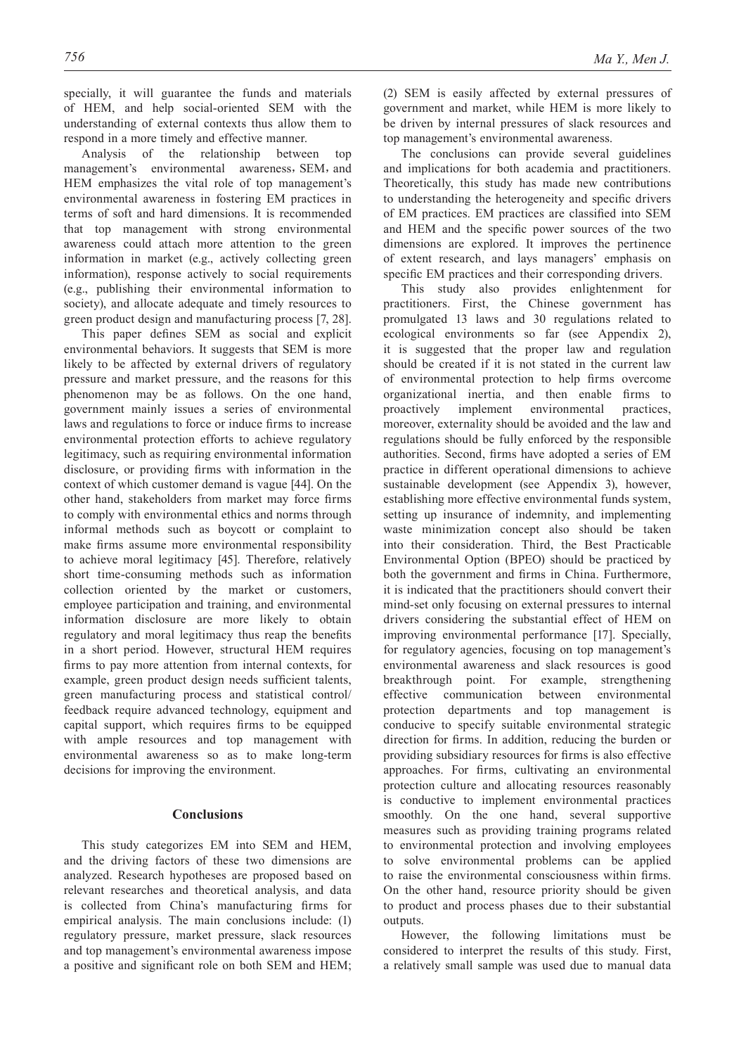specially, it will guarantee the funds and materials of HEM, and help social-oriented SEM with the understanding of external contexts thus allow them to respond in a more timely and effective manner.

Analysis of the relationship between top management's environmental awareness，SEM，and HEM emphasizes the vital role of top management's environmental awareness in fostering EM practices in terms of soft and hard dimensions. It is recommended that top management with strong environmental awareness could attach more attention to the green information in market (e.g., actively collecting green information), response actively to social requirements (e.g., publishing their environmental information to society), and allocate adequate and timely resources to green product design and manufacturing process [7, 28].

This paper defines SEM as social and explicit environmental behaviors. It suggests that SEM is more likely to be affected by external drivers of regulatory pressure and market pressure, and the reasons for this phenomenon may be as follows. On the one hand, government mainly issues a series of environmental laws and regulations to force or induce firms to increase environmental protection efforts to achieve regulatory legitimacy, such as requiring environmental information disclosure, or providing firms with information in the context of which customer demand is vague [44]. On the other hand, stakeholders from market may force firms to comply with environmental ethics and norms through informal methods such as boycott or complaint to make firms assume more environmental responsibility to achieve moral legitimacy [45]. Therefore, relatively short time-consuming methods such as information collection oriented by the market or customers, employee participation and training, and environmental information disclosure are more likely to obtain regulatory and moral legitimacy thus reap the benefits in a short period. However, structural HEM requires firms to pay more attention from internal contexts, for example, green product design needs sufficient talents, green manufacturing process and statistical control/feedback require advanced technology, equipment and capital support, which requires firms to be equipped with ample resources and top management with environmental awareness so as to make long-term decisions for improving the environment.

## Conclusions

This study categorizes EM into SEM and HEM, and the driving factors of these two dimensions are analyzed. Research hypotheses are proposed based on relevant researches and theoretical analysis, and data is collected from China's manufacturing firms for empirical analysis. The main conclusions include: (1) regulatory pressure, market pressure, slack resources and top management's environmental awareness impose a positive and significant role on both SEM and HEM; (2) SEM is easily affected by external pressures of government and market, while HEM is more likely to be driven by internal pressures of slack resources and top management's environmental awareness.

The conclusions can provide several guidelines and implications for both academia and practitioners. Theoretically, this study has made new contributions to understanding the heterogeneity and specific drivers of EM practices. EM practices are classified into SEM and HEM and the specific power sources of the two dimensions are explored. It improves the pertinence of extent research, and lays managers' emphasis on specific EM practices and their corresponding drivers.

This study also provides enlightenment for practitioners. First, the Chinese government has promulgated 13 laws and 30 regulations related to ecological environments so far (see Appendix 2), it is suggested that the proper law and regulation should be created if it is not stated in the current law of environmental protection to help firms overcome organizational inertia, and then enable firms to proactively implement environmental practices, moreover, externality should be avoided and the law and regulations should be fully enforced by the responsible authorities. Second, firms have adopted a series of EM practice in different operational dimensions to achieve sustainable development (see Appendix 3), however, establishing more effective environmental funds system, setting up insurance of indemnity, and implementing waste minimization concept also should be taken into their consideration. Third, the Best Practicable Environmental Option (BPEO) should be practiced by both the government and firms in China. Furthermore, it is indicated that the practitioners should convert their mind-set only focusing on external pressures to internal drivers considering the substantial effect of HEM on improving environmental performance [17]. Specially, for regulatory agencies, focusing on top management's environmental awareness and slack resources is good breakthrough point. For example, strengthening effective communication between environmental protection departments and top management is conducive to specify suitable environmental strategic direction for firms. In addition, reducing the burden or providing subsidiary resources for firms is also effective approaches. For firms, cultivating an environmental protection culture and allocating resources reasonably is conductive to implement environmental practices smoothly. On the one hand, several supportive measures such as providing training programs related to environmental protection and involving employees to solve environmental problems can be applied to raise the environmental consciousness within firms. On the other hand, resource priority should be given to product and process phases due to their substantial outputs.

However, the following limitations must be considered to interpret the results of this study. First, a relatively small sample was used due to manual data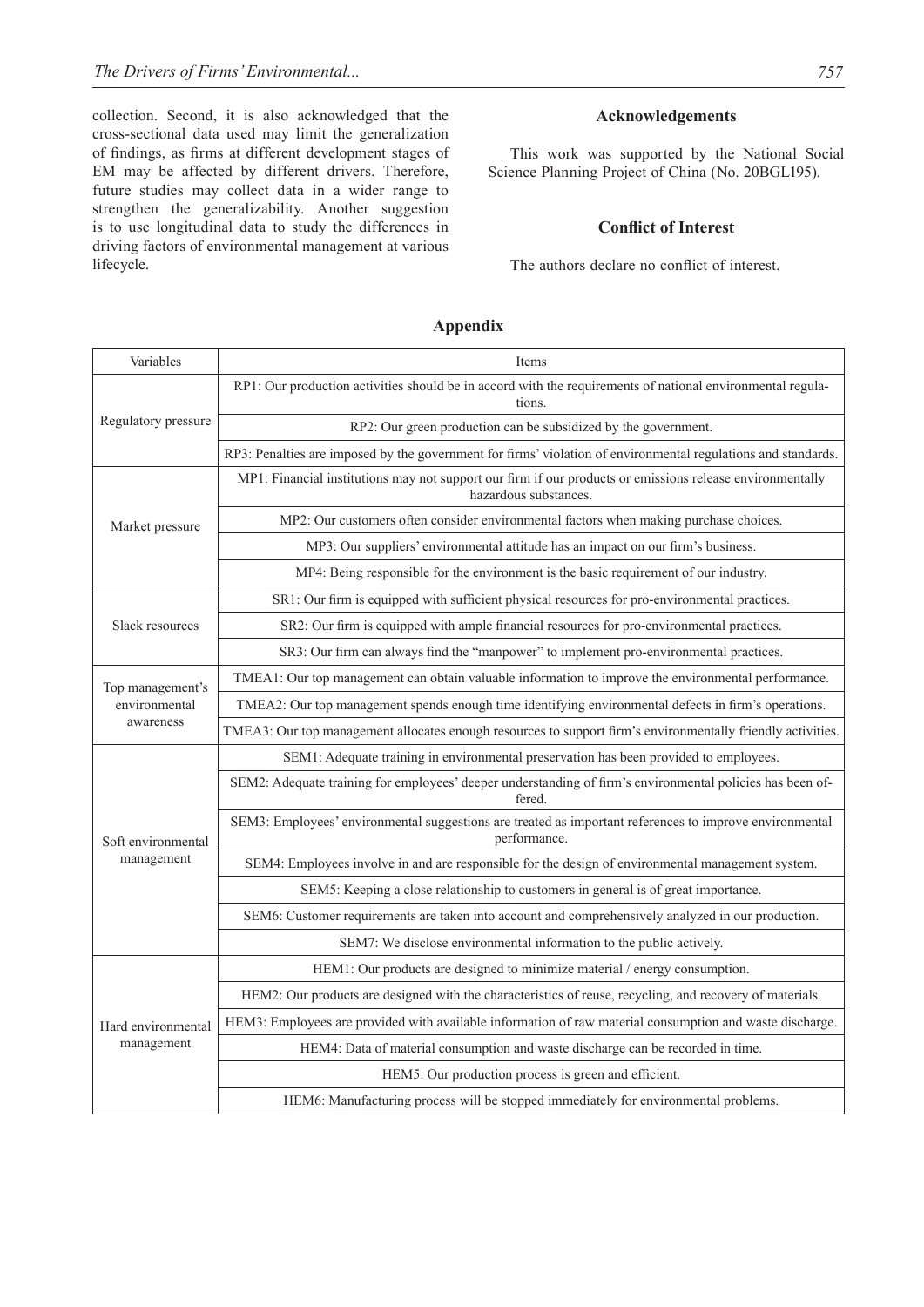collection. Second, it is also acknowledged that the cross-sectional data used may limit the generalization of findings, as firms at different development stages of EM may be affected by different drivers. Therefore, future studies may collect data in a wider range to strengthen the generalizability. Another suggestion is to use longitudinal data to study the differences in driving factors of environmental management at various lifecycle.

## Acknowledgements

This work was supported by the National Social Science Planning Project of China (No. 20BGL195).

## Conflict of Interest

The authors declare no conflict of interest.

## Appendix

| Variables | Items |
|---|---|
| Regulatory pressure | RP1: Our production activities should be in accord with the requirements of national environmental regulations. |
| | RP2: Our green production can be subsidized by the government. |
| | RP3: Penalties are imposed by the government for firms' violation of environmental regulations and standards. |
| Market pressure | MP1: Financial institutions may not support our firm if our products or emissions release environmentally hazardous substances. |
| | MP2: Our customers often consider environmental factors when making purchase choices. |
| | MP3: Our suppliers' environmental attitude has an impact on our firm's business. |
| | MP4: Being responsible for the environment is the basic requirement of our industry. |
| Slack resources | SR1: Our firm is equipped with sufficient physical resources for pro-environmental practices. |
| | SR2: Our firm is equipped with ample financial resources for pro-environmental practices. |
| | SR3: Our firm can always find the "manpower" to implement pro-environmental practices. |
| Top management's environmental awareness | TMEA1: Our top management can obtain valuable information to improve the environmental performance. |
| | TMEA2: Our top management spends enough time identifying environmental defects in firm's operations. |
| | TMEA3: Our top management allocates enough resources to support firm's environmentally friendly activities. |
| Soft environmental management | SEM1: Adequate training in environmental preservation has been provided to employees. |
| | SEM2: Adequate training for employees' deeper understanding of firm's environmental policies has been offered. |
| | SEM3: Employees' environmental suggestions are treated as important references to improve environmental performance. |
| | SEM4: Employees involve in and are responsible for the design of environmental management system. |
| | SEM5: Keeping a close relationship to customers in general is of great importance. |
| | SEM6: Customer requirements are taken into account and comprehensively analyzed in our production. |
| | SEM7: We disclose environmental information to the public actively. |
| Hard environmental management | HEM1: Our products are designed to minimize material / energy consumption. |
| | HEM2: Our products are designed with the characteristics of reuse, recycling, and recovery of materials. |
| | HEM3: Employees are provided with available information of raw material consumption and waste discharge. |
| | HEM4: Data of material consumption and waste discharge can be recorded in time. |
| | HEM5: Our production process is green and efficient. |
| | HEM6: Manufacturing process will be stopped immediately for environmental problems. |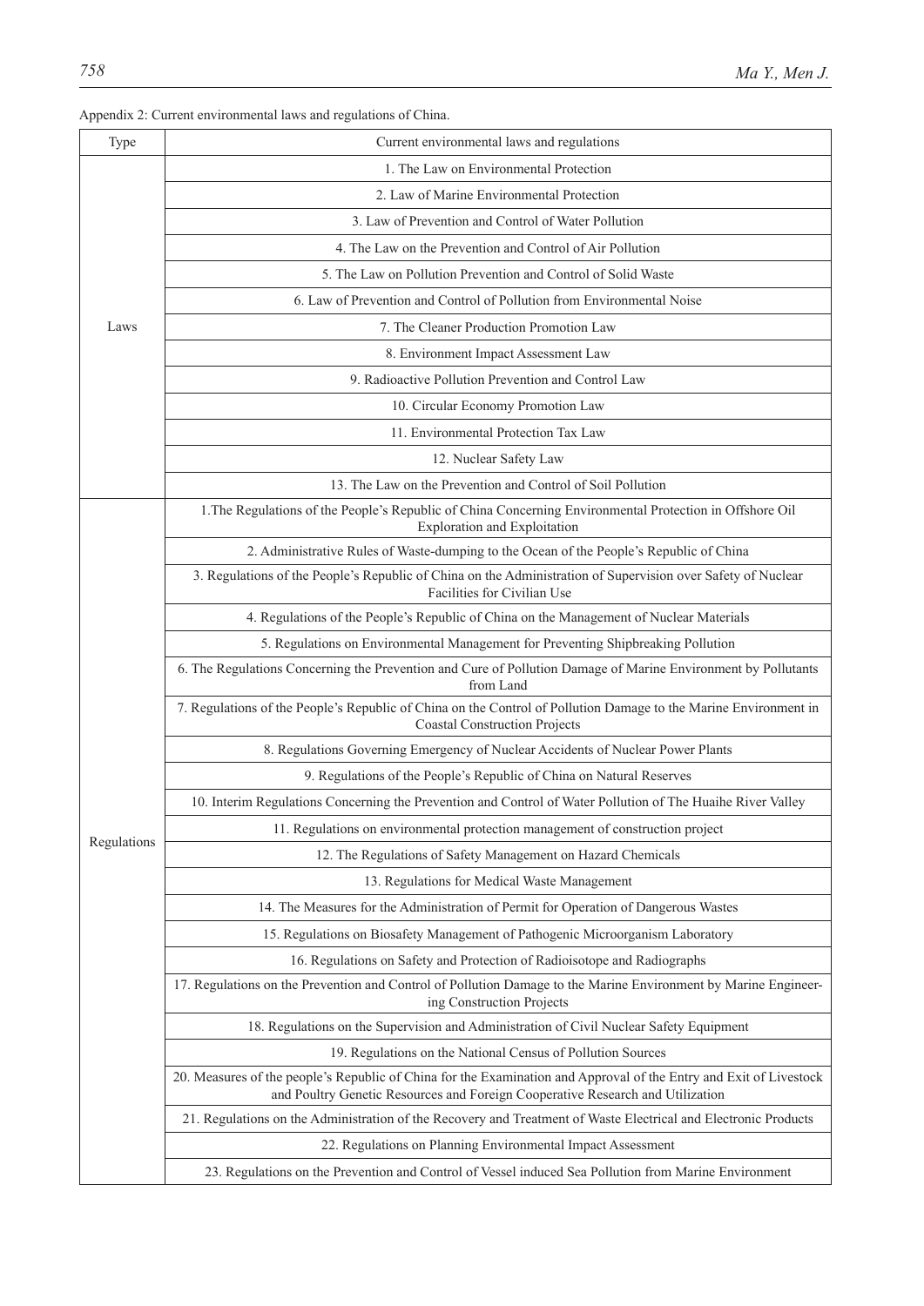Appendix 2: Current environmental laws and regulations of China.

| Type | Current environmental laws and regulations |
|---|---|
| Laws | 1. The Law on Environmental Protection |
| | 2. Law of Marine Environmental Protection |
| | 3. Law of Prevention and Control of Water Pollution |
| | 4. The Law on the Prevention and Control of Air Pollution |
| | 5. The Law on Pollution Prevention and Control of Solid Waste |
| | 6. Law of Prevention and Control of Pollution from Environmental Noise |
| | 7. The Cleaner Production Promotion Law |
| | 8. Environment Impact Assessment Law |
| | 9. Radioactive Pollution Prevention and Control Law |
| | 10. Circular Economy Promotion Law |
| | 11. Environmental Protection Tax Law |
| | 12. Nuclear Safety Law |
| | 13. The Law on the Prevention and Control of Soil Pollution |
| Regulations | 1.The Regulations of the People's Republic of China Concerning Environmental Protection in Offshore Oil Exploration and Exploitation |
| | 2. Administrative Rules of Waste-dumping to the Ocean of the People's Republic of China |
| | 3. Regulations of the People's Republic of China on the Administration of Supervision over Safety of Nuclear Facilities for Civilian Use |
| | 4. Regulations of the People's Republic of China on the Management of Nuclear Materials |
| | 5. Regulations on Environmental Management for Preventing Shipbreaking Pollution |
| | 6. The Regulations Concerning the Prevention and Cure of Pollution Damage of Marine Environment by Pollutants from Land |
| | 7. Regulations of the People's Republic of China on the Control of Pollution Damage to the Marine Environment in Coastal Construction Projects |
| | 8. Regulations Governing Emergency of Nuclear Accidents of Nuclear Power Plants |
| | 9. Regulations of the People's Republic of China on Natural Reserves |
| | 10. Interim Regulations Concerning the Prevention and Control of Water Pollution of The Huaihe River Valley |
| | 11. Regulations on environmental protection management of construction project |
| | 12. The Regulations of Safety Management on Hazard Chemicals |
| | 13. Regulations for Medical Waste Management |
| | 14. The Measures for the Administration of Permit for Operation of Dangerous Wastes |
| | 15. Regulations on Biosafety Management of Pathogenic Microorganism Laboratory |
| | 16. Regulations on Safety and Protection of Radioisotope and Radiographs |
| | 17. Regulations on the Prevention and Control of Pollution Damage to the Marine Environment by Marine Engineering Construction Projects |
| | 18. Regulations on the Supervision and Administration of Civil Nuclear Safety Equipment |
| | 19. Regulations on the National Census of Pollution Sources |
| | 20. Measures of the people's Republic of China for the Examination and Approval of the Entry and Exit of Livestock and Poultry Genetic Resources and Foreign Cooperative Research and Utilization |
| | 21. Regulations on the Administration of the Recovery and Treatment of Waste Electrical and Electronic Products |
| | 22. Regulations on Planning Environmental Impact Assessment |
| | 23. Regulations on the Prevention and Control of Vessel induced Sea Pollution from Marine Environment |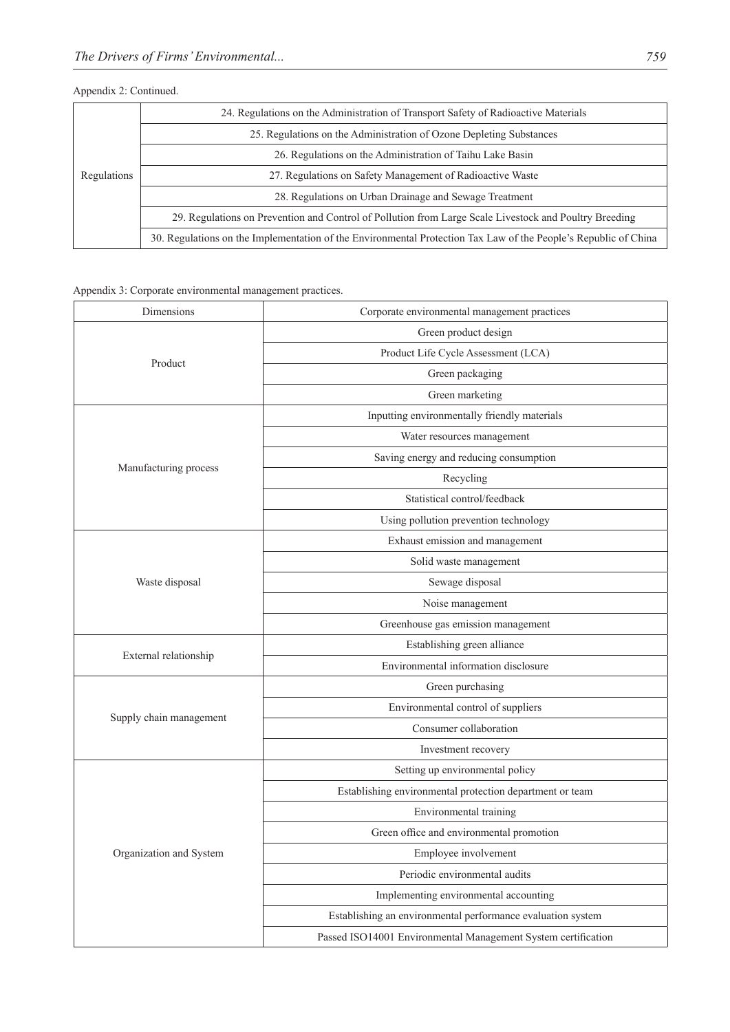Appendix 2: Continued.

| | |
|---|---|
| Regulations | 24. Regulations on the Administration of Transport Safety of Radioactive Materials |
| | 25. Regulations on the Administration of Ozone Depleting Substances |
| | 26. Regulations on the Administration of Taihu Lake Basin |
| | 27. Regulations on Safety Management of Radioactive Waste |
| | 28. Regulations on Urban Drainage and Sewage Treatment |
| | 29. Regulations on Prevention and Control of Pollution from Large Scale Livestock and Poultry Breeding |
| | 30. Regulations on the Implementation of the Environmental Protection Tax Law of the People's Republic of China |

Appendix 3: Corporate environmental management practices.

| Dimensions | Corporate environmental management practices |
|---|---|
| Product | Green product design |
| | Product Life Cycle Assessment (LCA) |
| | Green packaging |
| | Green marketing |
| Manufacturing process | Inputting environmentally friendly materials |
| | Water resources management |
| | Saving energy and reducing consumption |
| | Recycling |
| | Statistical control/feedback |
| | Using pollution prevention technology |
| Waste disposal | Exhaust emission and management |
| | Solid waste management |
| | Sewage disposal |
| | Noise management |
| | Greenhouse gas emission management |
| External relationship | Establishing green alliance |
| | Environmental information disclosure |
| Supply chain management | Green purchasing |
| | Environmental control of suppliers |
| | Consumer collaboration |
| | Investment recovery |
| Organization and System | Setting up environmental policy |
| | Establishing environmental protection department or team |
| | Environmental training |
| | Green office and environmental promotion |
| | Employee involvement |
| | Periodic environmental audits |
| | Implementing environmental accounting |
| | Establishing an environmental performance evaluation system |
| | Passed ISO14001 Environmental Management System certification |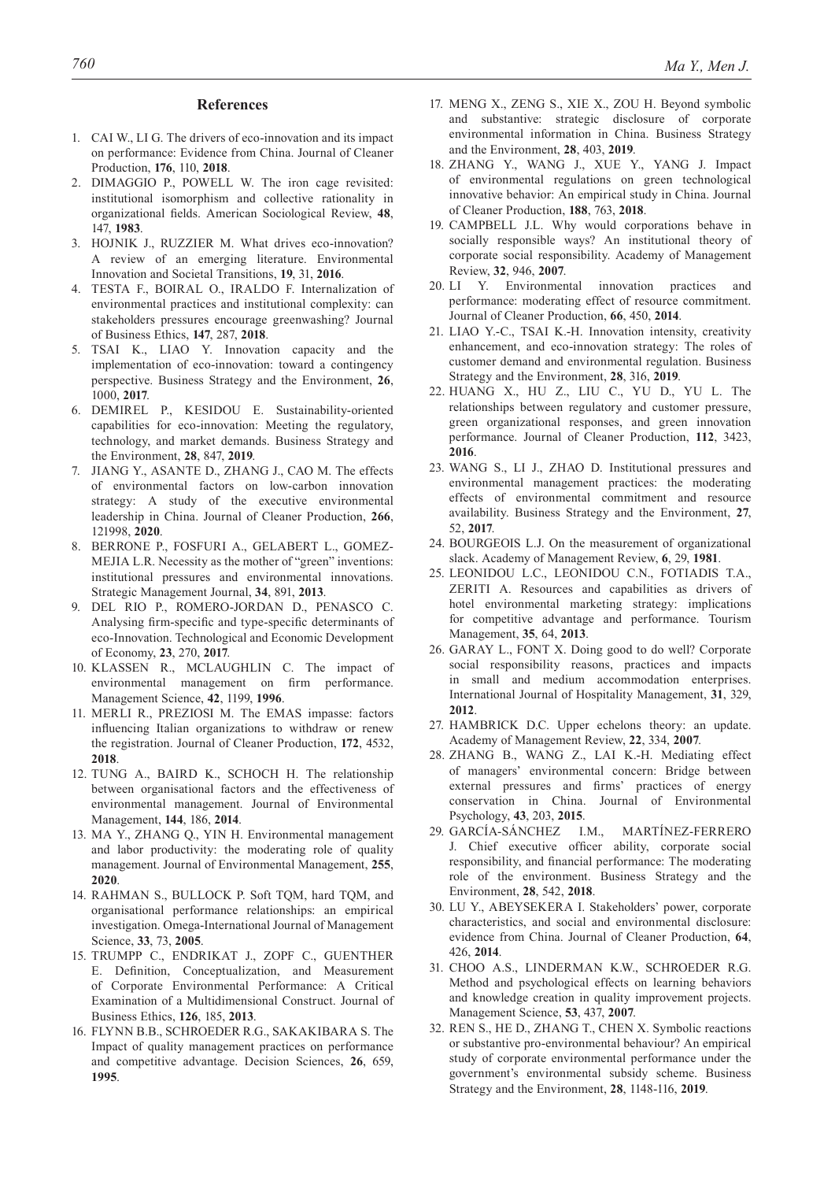## References

1. CAI W., LI G. The drivers of eco-innovation and its impact on performance: Evidence from China. Journal of Cleaner Production, **176**, 110, **2018**.
2. DIMAGGIO P., POWELL W. The iron cage revisited: institutional isomorphism and collective rationality in organizational fields. American Sociological Review, **48**, 147, **1983**.
3. HOJNIK J., RUZZIER M. What drives eco-innovation? A review of an emerging literature. Environmental Innovation and Societal Transitions, **19**, 31, **2016**.
4. TESTA F., BOIRAL O., IRALDO F. Internalization of environmental practices and institutional complexity: can stakeholders pressures encourage greenwashing? Journal of Business Ethics, **147**, 287, **2018**.
5. TSAI K., LIAO Y. Innovation capacity and the implementation of eco-innovation: toward a contingency perspective. Business Strategy and the Environment, **26**, 1000, **2017**.
6. DEMIREL P., KESIDOU E. Sustainability-oriented capabilities for eco-innovation: Meeting the regulatory, technology, and market demands. Business Strategy and the Environment, **28**, 847, **2019**.
7. JIANG Y., ASANTE D., ZHANG J., CAO M. The effects of environmental factors on low-carbon innovation strategy: A study of the executive environmental leadership in China. Journal of Cleaner Production, **266**, 121998, **2020**.
8. BERRONE P., FOSFURI A., GELABERT L., GOMEZ-MEJIA L.R. Necessity as the mother of "green" inventions: institutional pressures and environmental innovations. Strategic Management Journal, **34**, 891, **2013**.
9. DEL RIO P., ROMERO-JORDAN D., PENASCO C. Analysing firm-specific and type-specific determinants of eco-Innovation. Technological and Economic Development of Economy, **23**, 270, **2017**.
10. KLASSEN R., MCLAUGHLIN C. The impact of environmental management on firm performance. Management Science, **42**, 1199, **1996**.
11. MERLI R., PREZIOSI M. The EMAS impasse: factors influencing Italian organizations to withdraw or renew the registration. Journal of Cleaner Production, **172**, 4532, **2018**.
12. TUNG A., BAIRD K., SCHOCH H. The relationship between organisational factors and the effectiveness of environmental management. Journal of Environmental Management, **144**, 186, **2014**.
13. MA Y., ZHANG Q., YIN H. Environmental management and labor productivity: the moderating role of quality management. Journal of Environmental Management, **255**, **2020**.
14. RAHMAN S., BULLOCK P. Soft TQM, hard TQM, and organisational performance relationships: an empirical investigation. Omega-International Journal of Management Science, **33**, 73, **2005**.
15. TRUMPP C., ENDRIKAT J., ZOPF C., GUENTHER E. Definition, Conceptualization, and Measurement of Corporate Environmental Performance: A Critical Examination of a Multidimensional Construct. Journal of Business Ethics, **126**, 185, **2013**.
16. FLYNN B.B., SCHROEDER R.G., SAKAKIBARA S. The Impact of quality management practices on performance and competitive advantage. Decision Sciences, **26**, 659, **1995**.
17. MENG X., ZENG S., XIE X., ZOU H. Beyond symbolic and substantive: strategic disclosure of corporate environmental information in China. Business Strategy and the Environment, **28**, 403, **2019**.
18. ZHANG Y., WANG J., XUE Y., YANG J. Impact of environmental regulations on green technological innovative behavior: An empirical study in China. Journal of Cleaner Production, **188**, 763, **2018**.
19. CAMPBELL J.L. Why would corporations behave in socially responsible ways? An institutional theory of corporate social responsibility. Academy of Management Review, **32**, 946, **2007**.
20. LI Y. Environmental innovation practices and performance: moderating effect of resource commitment. Journal of Cleaner Production, **66**, 450, **2014**.
21. LIAO Y.-C., TSAI K.-H. Innovation intensity, creativity enhancement, and eco-innovation strategy: The roles of customer demand and environmental regulation. Business Strategy and the Environment, **28**, 316, **2019**.
22. HUANG X., HU Z., LIU C., YU D., YU L. The relationships between regulatory and customer pressure, green organizational responses, and green innovation performance. Journal of Cleaner Production, **112**, 3423, **2016**.
23. WANG S., LI J., ZHAO D. Institutional pressures and environmental management practices: the moderating effects of environmental commitment and resource availability. Business Strategy and the Environment, **27**, 52, **2017**.
24. BOURGEOIS L.J. On the measurement of organizational slack. Academy of Management Review, **6**, 29, **1981**.
25. LEONIDOU L.C., LEONIDOU C.N., FOTIADIS T.A., ZERITI A. Resources and capabilities as drivers of hotel environmental marketing strategy: implications for competitive advantage and performance. Tourism Management, **35**, 64, **2013**.
26. GARAY L., FONT X. Doing good to do well? Corporate social responsibility reasons, practices and impacts in small and medium accommodation enterprises. International Journal of Hospitality Management, **31**, 329, **2012**.
27. HAMBRICK D.C. Upper echelons theory: an update. Academy of Management Review, **22**, 334, **2007**.
28. ZHANG B., WANG Z., LAI K.-H. Mediating effect of managers' environmental concern: Bridge between external pressures and firms' practices of energy conservation in China. Journal of Environmental Psychology, **43**, 203, **2015**.
29. GARCÍA-SÁNCHEZ I.M., MARTÍNEZ-FERRERO J. Chief executive officer ability, corporate social responsibility, and financial performance: The moderating role of the environment. Business Strategy and the Environment, **28**, 542, **2018**.
30. LU Y., ABEYSEKERA I. Stakeholders' power, corporate characteristics, and social and environmental disclosure: evidence from China. Journal of Cleaner Production, **64**, 426, **2014**.
31. CHOO A.S., LINDERMAN K.W., SCHROEDER R.G. Method and psychological effects on learning behaviors and knowledge creation in quality improvement projects. Management Science, **53**, 437, **2007**.
32. REN S., HE D., ZHANG T., CHEN X. Symbolic reactions or substantive pro-environmental behaviour? An empirical study of corporate environmental performance under the government's environmental subsidy scheme. Business Strategy and the Environment, **28**, 1148-116, **2019**.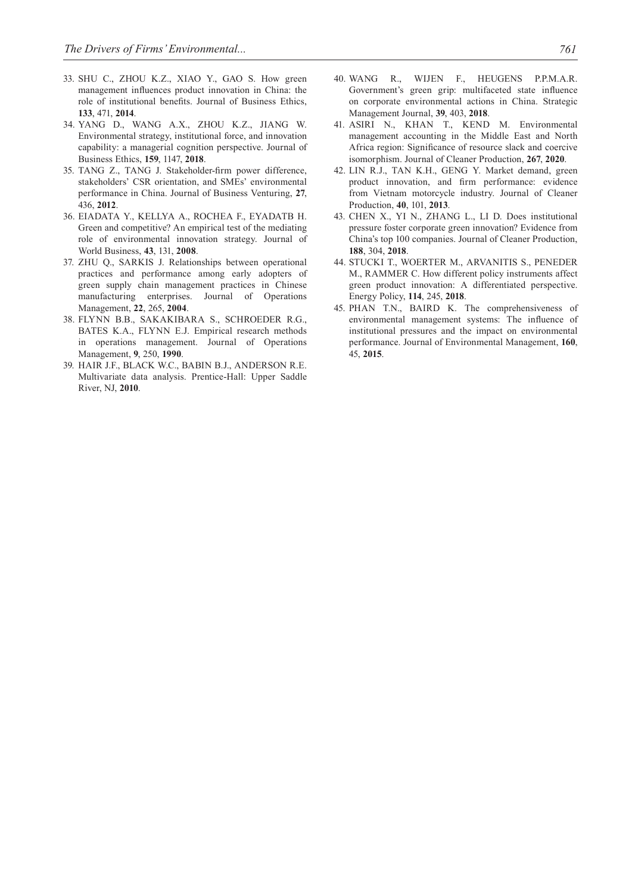33. SHU C., ZHOU K.Z., XIAO Y., GAO S. How green management influences product innovation in China: the role of institutional benefits. Journal of Business Ethics, **133**, 471, **2014**.
34. YANG D., WANG A.X., ZHOU K.Z., JIANG W. Environmental strategy, institutional force, and innovation capability: a managerial cognition perspective. Journal of Business Ethics, **159**, 1147, **2018**.
35. TANG Z., TANG J. Stakeholder-firm power difference, stakeholders' CSR orientation, and SMEs' environmental performance in China. Journal of Business Venturing, **27**, 436, **2012**.
36. EIADATA Y., KELLYA A., ROCHEA F., EYADATB H. Green and competitive? An empirical test of the mediating role of environmental innovation strategy. Journal of World Business, **43**, 131, **2008**.
37. ZHU Q., SARKIS J. Relationships between operational practices and performance among early adopters of green supply chain management practices in Chinese manufacturing enterprises. Journal of Operations Management, **22**, 265, **2004**.
38. FLYNN B.B., SAKAKIBARA S., SCHROEDER R.G., BATES K.A., FLYNN E.J. Empirical research methods in operations management. Journal of Operations Management, **9**, 250, **1990**.
39. HAIR J.F., BLACK W.C., BABIN B.J., ANDERSON R.E. Multivariate data analysis. Prentice-Hall: Upper Saddle River, NJ, **2010**.
40. WANG R., WIJEN F., HEUGENS P.P.M.A.R. Government's green grip: multifaceted state influence on corporate environmental actions in China. Strategic Management Journal, **39**, 403, **2018**.
41. ASIRI N., KHAN T., KEND M. Environmental management accounting in the Middle East and North Africa region: Significance of resource slack and coercive isomorphism. Journal of Cleaner Production, **267**, **2020**.
42. LIN R.J., TAN K.H., GENG Y. Market demand, green product innovation, and firm performance: evidence from Vietnam motorcycle industry. Journal of Cleaner Production, **40**, 101, **2013**.
43. CHEN X., YI N., ZHANG L., LI D. Does institutional pressure foster corporate green innovation? Evidence from China's top 100 companies. Journal of Cleaner Production, **188**, 304, **2018**.
44. STUCKI T., WOERTER M., ARVANITIS S., PENEDER M., RAMMER C. How different policy instruments affect green product innovation: A differentiated perspective. Energy Policy, **114**, 245, **2018**.
45. PHAN T.N., BAIRD K. The comprehensiveness of environmental management systems: The influence of institutional pressures and the impact on environmental performance. Journal of Environmental Management, **160**, 45, **2015**.